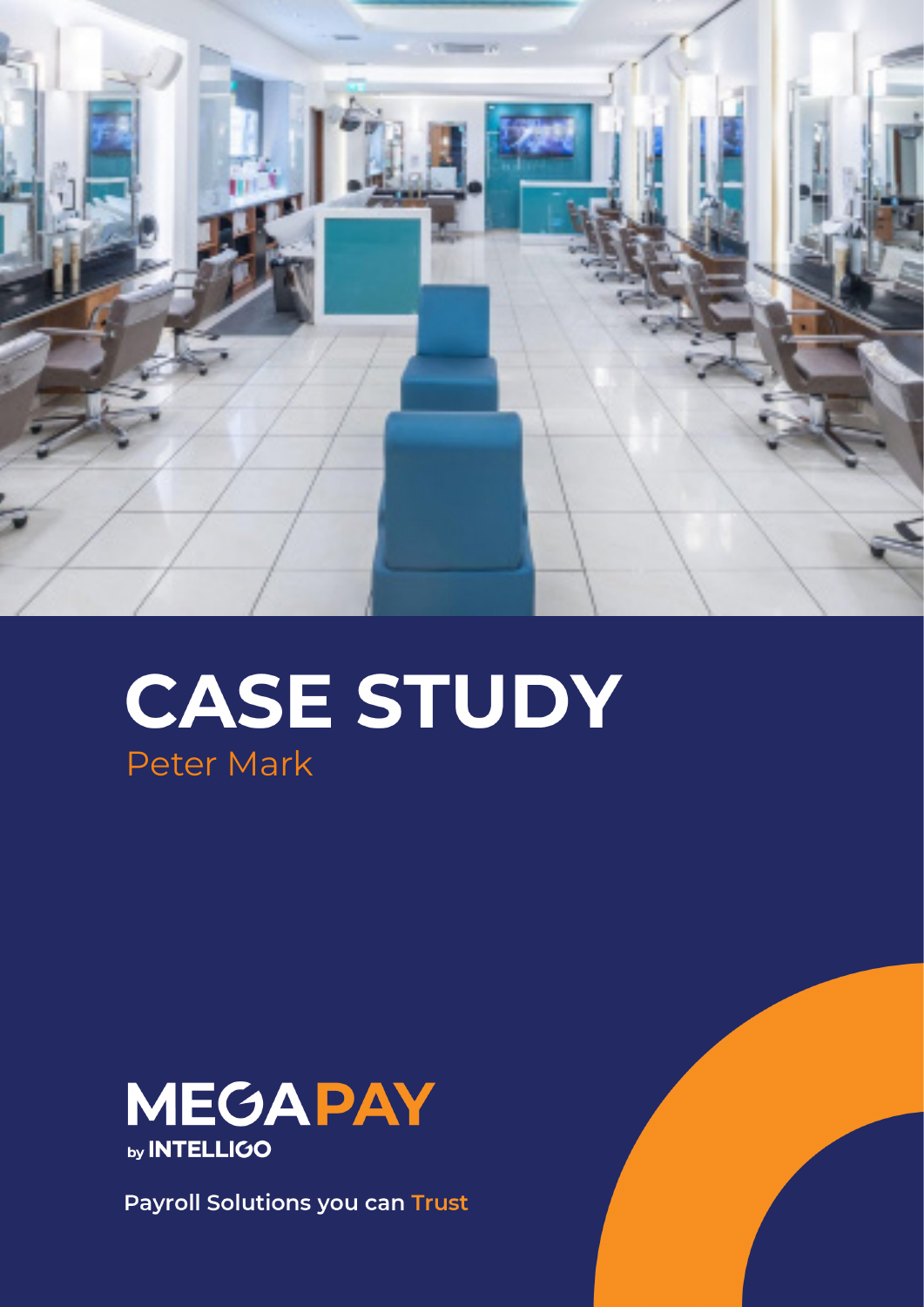# CASE STUDY

## Peter Mark

**MEGAPAY**

by **INTELLIGO**

**Payroll Solutions you can Trust**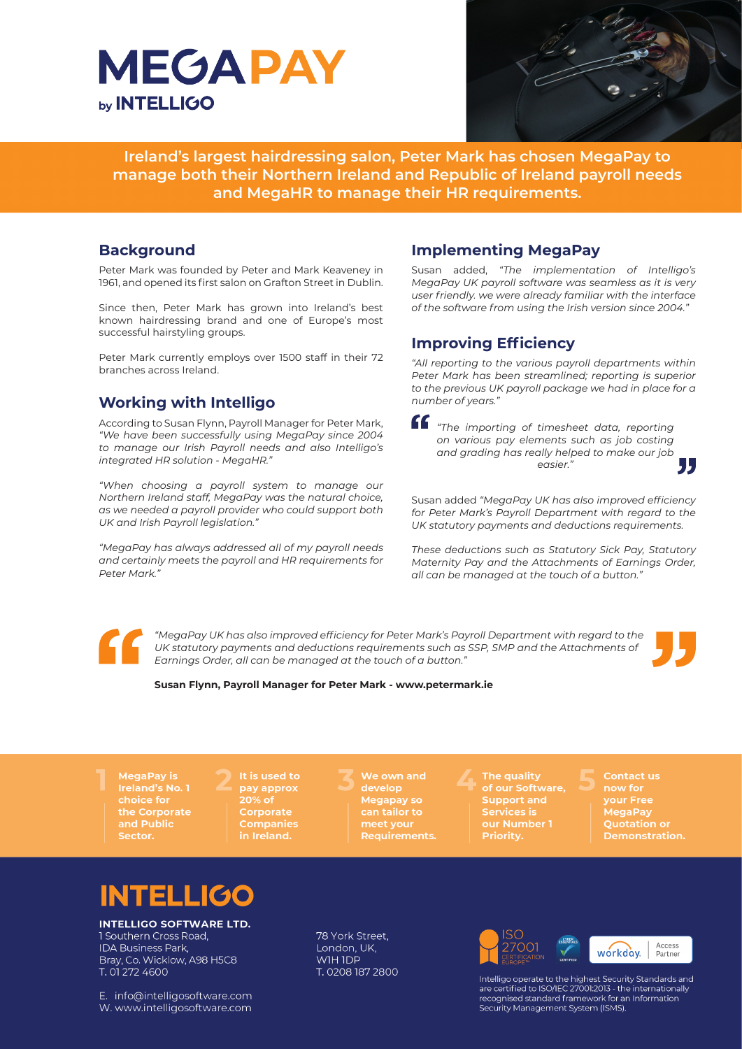# MEGAPAY
by INTELLIGO

**Ireland's largest hairdressing salon, Peter Mark has chosen MegaPay to manage both their Northern Ireland and Republic of Ireland payroll needs and MegaHR to manage their HR requirements.**

## Background

Peter Mark was founded by Peter and Mark Keaveney in 1961, and opened its first salon on Grafton Street in Dublin.

Since then, Peter Mark has grown into Ireland's best known hairdressing brand and one of Europe's most successful hairstyling groups.

Peter Mark currently employs over 1500 staff in their 72 branches across Ireland.

## Working with Intelligo

According to Susan Flynn, Payroll Manager for Peter Mark, *"We have been successfully using MegaPay since 2004 to manage our Irish Payroll needs and also Intelligo's integrated HR solution - MegaHR."*

*"When choosing a payroll system to manage our Northern Ireland staff, MegaPay was the natural choice, as we needed a payroll provider who could support both UK and Irish Payroll legislation."*

*"MegaPay has always addressed all of my payroll needs and certainly meets the payroll and HR requirements for Peter Mark."*

## Implementing MegaPay

Susan added, *"The implementation of Intelligo's MegaPay UK payroll software was seamless as it is very user friendly. we were already familiar with the interface of the software from using the Irish version since 2004."*

## Improving Efficiency

*"All reporting to the various payroll departments within Peter Mark has been streamlined; reporting is superior to the previous UK payroll package we had in place for a number of years."*

> *"The importing of timesheet data, reporting on various pay elements such as job costing and grading has really helped to make our job easier."*

Susan added *"MegaPay UK has also improved efficiency for Peter Mark's Payroll Department with regard to the UK statutory payments and deductions requirements.*

*These deductions such as Statutory Sick Pay, Statutory Maternity Pay and the Attachments of Earnings Order, all can be managed at the touch of a button."*

> *"MegaPay UK has also improved efficiency for Peter Mark's Payroll Department with regard to the UK statutory payments and deductions requirements such as SSP, SMP and the Attachments of Earnings Order, all can be managed at the touch of a button."*
>
> **Susan Flynn, Payroll Manager for Peter Mark - www.petermark.ie**

1. **MegaPay is Ireland's No. 1 choice for the Corporate and Public Sector.**
2. **It is used to pay approx 20% of Corporate Companies in Ireland.**
3. **We own and develop Megapay so can tailor to meet your Requirements.**
4. **The quality of our Software, Support and Services is our Number 1 Priority.**
5. **Contact us now for your Free MegaPay Quotation or Demonstration.**

# INTELLIGO

**INTELLIGO SOFTWARE LTD.**
1 Southern Cross Road,
IDA Business Park,
Bray, Co. Wicklow, A98 H5C8
T. 01 272 4600

E. info@intelligosoftware.com
W. www.intelligosoftware.com

78 York Street,
London, UK,
W1H 1DP
T. 0208 187 2800

ISO 27001 CERTIFICATION EUROPE | CYBER ESSENTIALS CERTIFIED | workday. Access Partner

Intelligo operate to the highest Security Standards and are certified to ISO/IEC 27001:2013 - the internationally recognised standard framework for an Information Security Management System (ISMS).